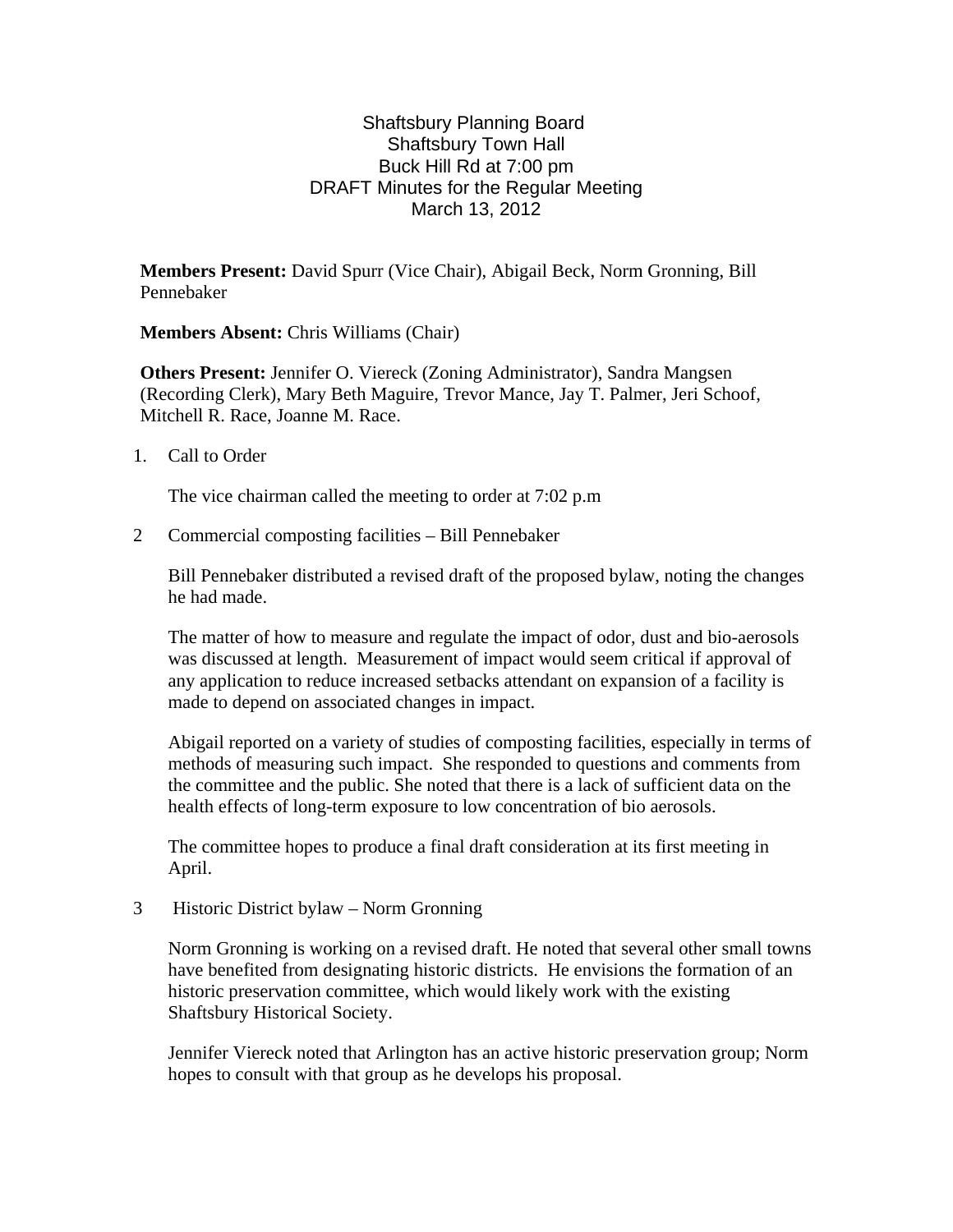Shaftsbury Planning Board
Shaftsbury Town Hall
Buck Hill Rd at 7:00 pm
DRAFT Minutes for the Regular Meeting
March 13, 2012

**Members Present:** David Spurr (Vice Chair), Abigail Beck, Norm Gronning, Bill Pennebaker

**Members Absent:** Chris Williams (Chair)

**Others Present:** Jennifer O. Viereck (Zoning Administrator), Sandra Mangsen (Recording Clerk), Mary Beth Maguire, Trevor Mance, Jay T. Palmer, Jeri Schoof, Mitchell R. Race, Joanne M. Race.

1. Call to Order

   The vice chairman called the meeting to order at 7:02 p.m

2 Commercial composting facilities – Bill Pennebaker

   Bill Pennebaker distributed a revised draft of the proposed bylaw, noting the changes he had made.

   The matter of how to measure and regulate the impact of odor, dust and bio-aerosols was discussed at length. Measurement of impact would seem critical if approval of any application to reduce increased setbacks attendant on expansion of a facility is made to depend on associated changes in impact.

   Abigail reported on a variety of studies of composting facilities, especially in terms of methods of measuring such impact. She responded to questions and comments from the committee and the public. She noted that there is a lack of sufficient data on the health effects of long-term exposure to low concentration of bio aerosols.

   The committee hopes to produce a final draft consideration at its first meeting in April.

3 Historic District bylaw – Norm Gronning

   Norm Gronning is working on a revised draft. He noted that several other small towns have benefited from designating historic districts. He envisions the formation of an historic preservation committee, which would likely work with the existing Shaftsbury Historical Society.

   Jennifer Viereck noted that Arlington has an active historic preservation group; Norm hopes to consult with that group as he develops his proposal.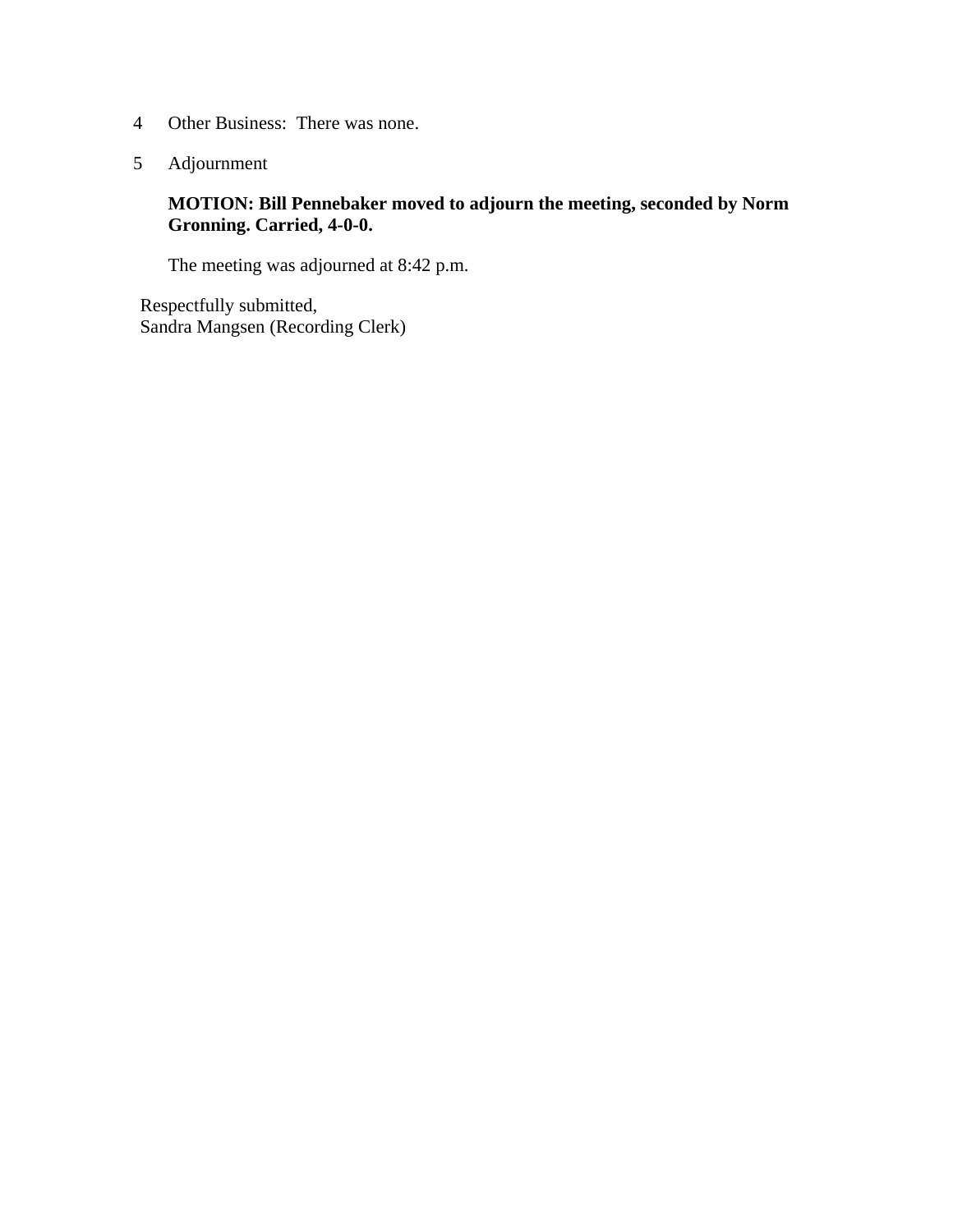4 Other Business: There was none.

5 Adjournment

**MOTION: Bill Pennebaker moved to adjourn the meeting, seconded by Norm Gronning. Carried, 4-0-0.**

The meeting was adjourned at 8:42 p.m.

Respectfully submitted,
Sandra Mangsen (Recording Clerk)